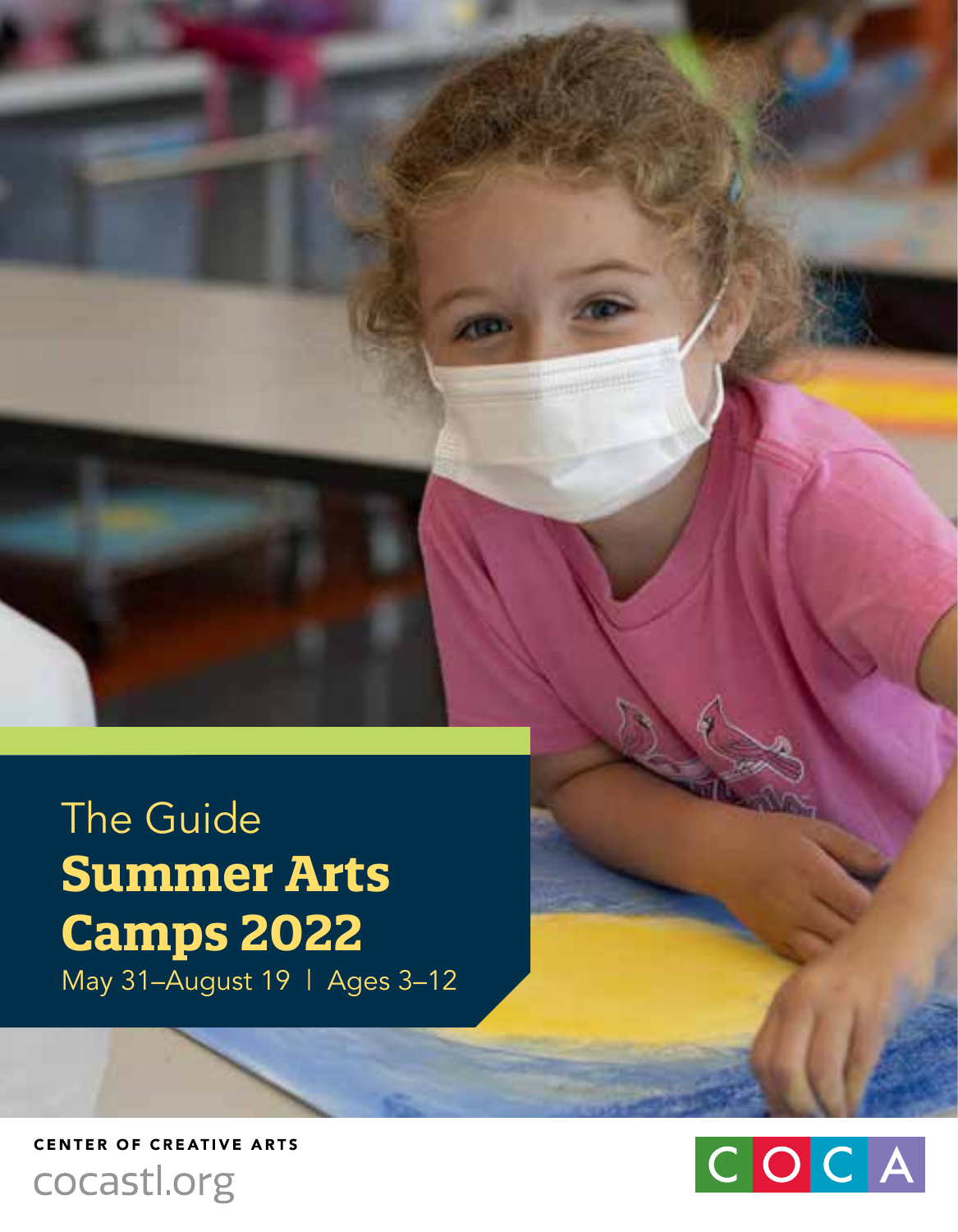The Guide

# Summer Arts Camps 2022

May 31–August 19 | Ages 3–12

CENTER OF CREATIVE ARTS

cocastl.org

COCA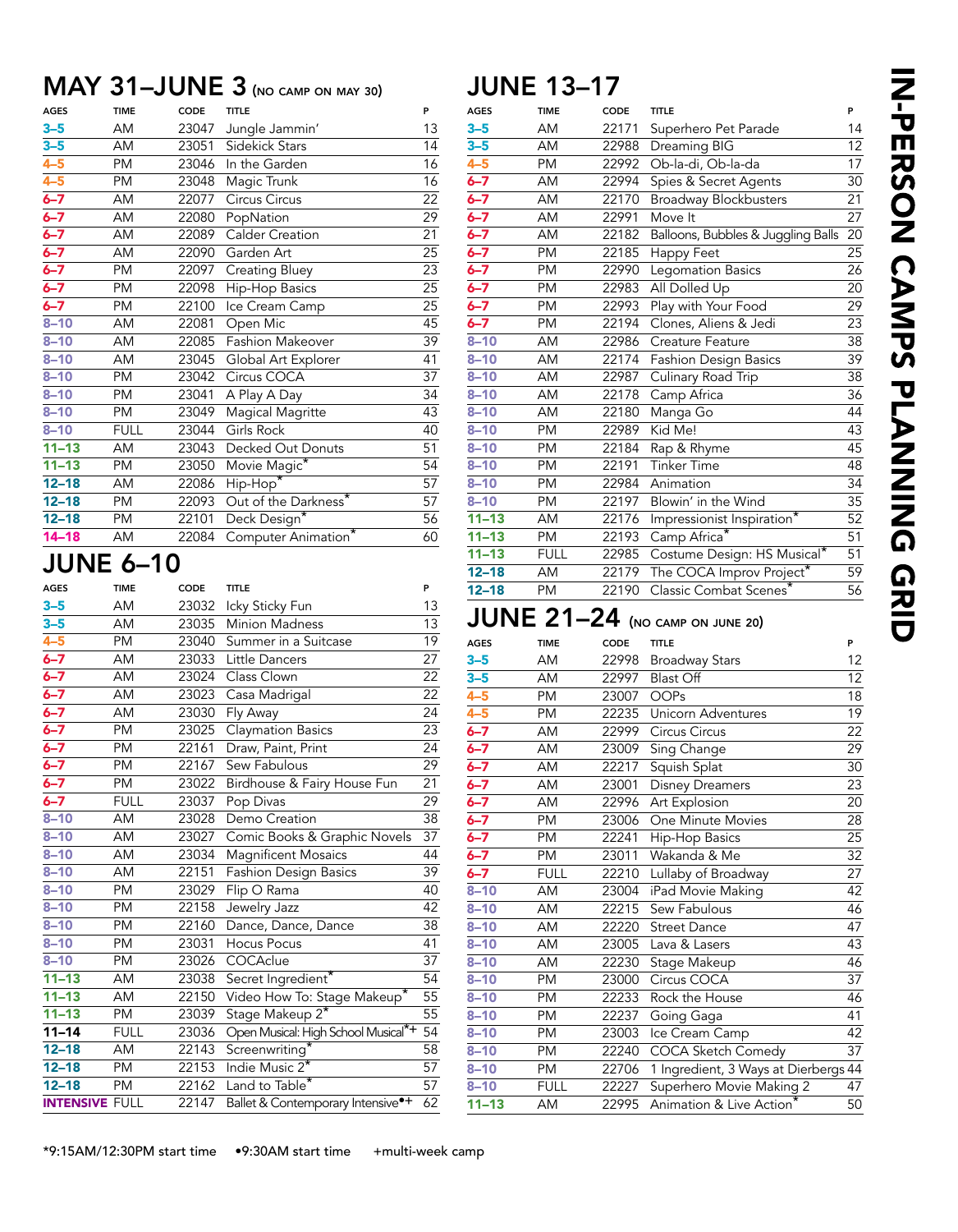# IN-PERSON CAMPS PLANNING GRID

## MAY 31–JUNE 3 (NO CAMP ON MAY 30)

| AGES | TIME | CODE | TITLE | P |
|---|---|---|---|---|
| 3–5 | AM | 23047 | Jungle Jammin' | 13 |
| 3–5 | AM | 23051 | Sidekick Stars | 14 |
| 4–5 | PM | 23046 | In the Garden | 16 |
| 4–5 | PM | 23048 | Magic Trunk | 16 |
| 6–7 | AM | 22077 | Circus Circus | 22 |
| 6–7 | AM | 22080 | PopNation | 29 |
| 6–7 | AM | 22089 | Calder Creation | 21 |
| 6–7 | AM | 22090 | Garden Art | 25 |
| 6–7 | PM | 22097 | Creating Bluey | 23 |
| 6–7 | PM | 22098 | Hip-Hop Basics | 25 |
| 6–7 | PM | 22100 | Ice Cream Camp | 25 |
| 8–10 | AM | 22081 | Open Mic | 45 |
| 8–10 | AM | 22085 | Fashion Makeover | 39 |
| 8–10 | AM | 23045 | Global Art Explorer | 41 |
| 8–10 | PM | 23042 | Circus COCA | 37 |
| 8–10 | PM | 23041 | A Play A Day | 34 |
| 8–10 | PM | 23049 | Magical Magritte | 43 |
| 8–10 | FULL | 23044 | Girls Rock | 40 |
| 11–13 | AM | 23043 | Decked Out Donuts | 51 |
| 11–13 | PM | 23050 | Movie Magic* | 54 |
| 12–18 | AM | 22086 | Hip-Hop* | 57 |
| 12–18 | PM | 22093 | Out of the Darkness* | 57 |
| 12–18 | PM | 22101 | Deck Design* | 56 |
| 14–18 | AM | 22084 | Computer Animation* | 60 |

## JUNE 6–10

| AGES | TIME | CODE | TITLE | P |
|---|---|---|---|---|
| 3–5 | AM | 23032 | Icky Sticky Fun | 13 |
| 3–5 | AM | 23035 | Minion Madness | 13 |
| 4–5 | PM | 23040 | Summer in a Suitcase | 19 |
| 6–7 | AM | 23033 | Little Dancers | 27 |
| 6–7 | AM | 23024 | Class Clown | 22 |
| 6–7 | AM | 23023 | Casa Madrigal | 22 |
| 6–7 | AM | 23030 | Fly Away | 24 |
| 6–7 | PM | 23025 | Claymation Basics | 23 |
| 6–7 | PM | 22161 | Draw, Paint, Print | 24 |
| 6–7 | PM | 22167 | Sew Fabulous | 29 |
| 6–7 | PM | 23022 | Birdhouse & Fairy House Fun | 21 |
| 6–7 | FULL | 23037 | Pop Divas | 29 |
| 8–10 | AM | 23028 | Demo Creation | 38 |
| 8–10 | AM | 23027 | Comic Books & Graphic Novels | 37 |
| 8–10 | AM | 23034 | Magnificent Mosaics | 44 |
| 8–10 | AM | 22151 | Fashion Design Basics | 39 |
| 8–10 | PM | 23029 | Flip O Rama | 40 |
| 8–10 | PM | 22158 | Jewelry Jazz | 42 |
| 8–10 | PM | 22160 | Dance, Dance, Dance | 38 |
| 8–10 | PM | 23031 | Hocus Pocus | 41 |
| 8–10 | PM | 23026 | COCAclue | 37 |
| 11–13 | AM | 23038 | Secret Ingredient* | 54 |
| 11–13 | AM | 22150 | Video How To: Stage Makeup* | 55 |
| 11–13 | PM | 23039 | Stage Makeup 2* | 55 |
| 11–14 | FULL | 23036 | Open Musical: High School Musical*+ | 54 |
| 12–18 | AM | 22143 | Screenwriting* | 58 |
| 12–18 | PM | 22153 | Indie Music 2* | 57 |
| 12–18 | PM | 22162 | Land to Table* | 57 |
| INTENSIVE | FULL | 22147 | Ballet & Contemporary Intensive•+ | 62 |

## JUNE 13–17

| AGES | TIME | CODE | TITLE | P |
|---|---|---|---|---|
| 3–5 | AM | 22171 | Superhero Pet Parade | 14 |
| 3–5 | AM | 22988 | Dreaming BIG | 12 |
| 4–5 | PM | 22992 | Ob-la-di, Ob-la-da | 17 |
| 6–7 | AM | 22994 | Spies & Secret Agents | 30 |
| 6–7 | AM | 22170 | Broadway Blockbusters | 21 |
| 6–7 | AM | 22991 | Move It | 27 |
| 6–7 | AM | 22182 | Balloons, Bubbles & Juggling Balls | 20 |
| 6–7 | PM | 22185 | Happy Feet | 25 |
| 6–7 | PM | 22990 | Legomation Basics | 26 |
| 6–7 | PM | 22983 | All Dolled Up | 20 |
| 6–7 | PM | 22993 | Play with Your Food | 29 |
| 6–7 | PM | 22194 | Clones, Aliens & Jedi | 23 |
| 8–10 | AM | 22986 | Creature Feature | 38 |
| 8–10 | AM | 22174 | Fashion Design Basics | 39 |
| 8–10 | AM | 22987 | Culinary Road Trip | 38 |
| 8–10 | AM | 22178 | Camp Africa | 36 |
| 8–10 | AM | 22180 | Manga Go | 44 |
| 8–10 | PM | 22989 | Kid Me! | 43 |
| 8–10 | PM | 22184 | Rap & Rhyme | 45 |
| 8–10 | PM | 22191 | Tinker Time | 48 |
| 8–10 | PM | 22984 | Animation | 34 |
| 8–10 | PM | 22197 | Blowin' in the Wind | 35 |
| 11–13 | AM | 22176 | Impressionist Inspiration* | 52 |
| 11–13 | PM | 22193 | Camp Africa* | 51 |
| 11–13 | FULL | 22985 | Costume Design: HS Musical* | 51 |
| 12–18 | AM | 22179 | The COCA Improv Project* | 59 |
| 12–18 | PM | 22190 | Classic Combat Scenes* | 56 |

## JUNE 21–24 (NO CAMP ON JUNE 20)

| AGES | TIME | CODE | TITLE | P |
|---|---|---|---|---|
| 3–5 | AM | 22998 | Broadway Stars | 12 |
| 3–5 | AM | 22997 | Blast Off | 12 |
| 4–5 | PM | 23007 | OOPs | 18 |
| 4–5 | PM | 22235 | Unicorn Adventures | 19 |
| 6–7 | AM | 22999 | Circus Circus | 22 |
| 6–7 | AM | 23009 | Sing Change | 29 |
| 6–7 | AM | 22217 | Squish Splat | 30 |
| 6–7 | AM | 23001 | Disney Dreamers | 23 |
| 6–7 | AM | 22996 | Art Explosion | 20 |
| 6–7 | PM | 23006 | One Minute Movies | 28 |
| 6–7 | PM | 22241 | Hip-Hop Basics | 25 |
| 6–7 | PM | 23011 | Wakanda & Me | 32 |
| 6–7 | FULL | 22210 | Lullaby of Broadway | 27 |
| 8–10 | AM | 23004 | iPad Movie Making | 42 |
| 8–10 | AM | 22215 | Sew Fabulous | 46 |
| 8–10 | AM | 22220 | Street Dance | 47 |
| 8–10 | AM | 23005 | Lava & Lasers | 43 |
| 8–10 | AM | 22230 | Stage Makeup | 46 |
| 8–10 | PM | 23000 | Circus COCA | 37 |
| 8–10 | PM | 22233 | Rock the House | 46 |
| 8–10 | PM | 22237 | Going Gaga | 41 |
| 8–10 | PM | 23003 | Ice Cream Camp | 42 |
| 8–10 | PM | 22240 | COCA Sketch Comedy | 37 |
| 8–10 | PM | 22706 | 1 Ingredient, 3 Ways at Dierbergs | 44 |
| 8–10 | FULL | 22227 | Superhero Movie Making 2 | 47 |
| 11–13 | AM | 22995 | Animation & Live Action* | 50 |

*9:15AM/12:30PM start time •9:30AM start time +multi-week camp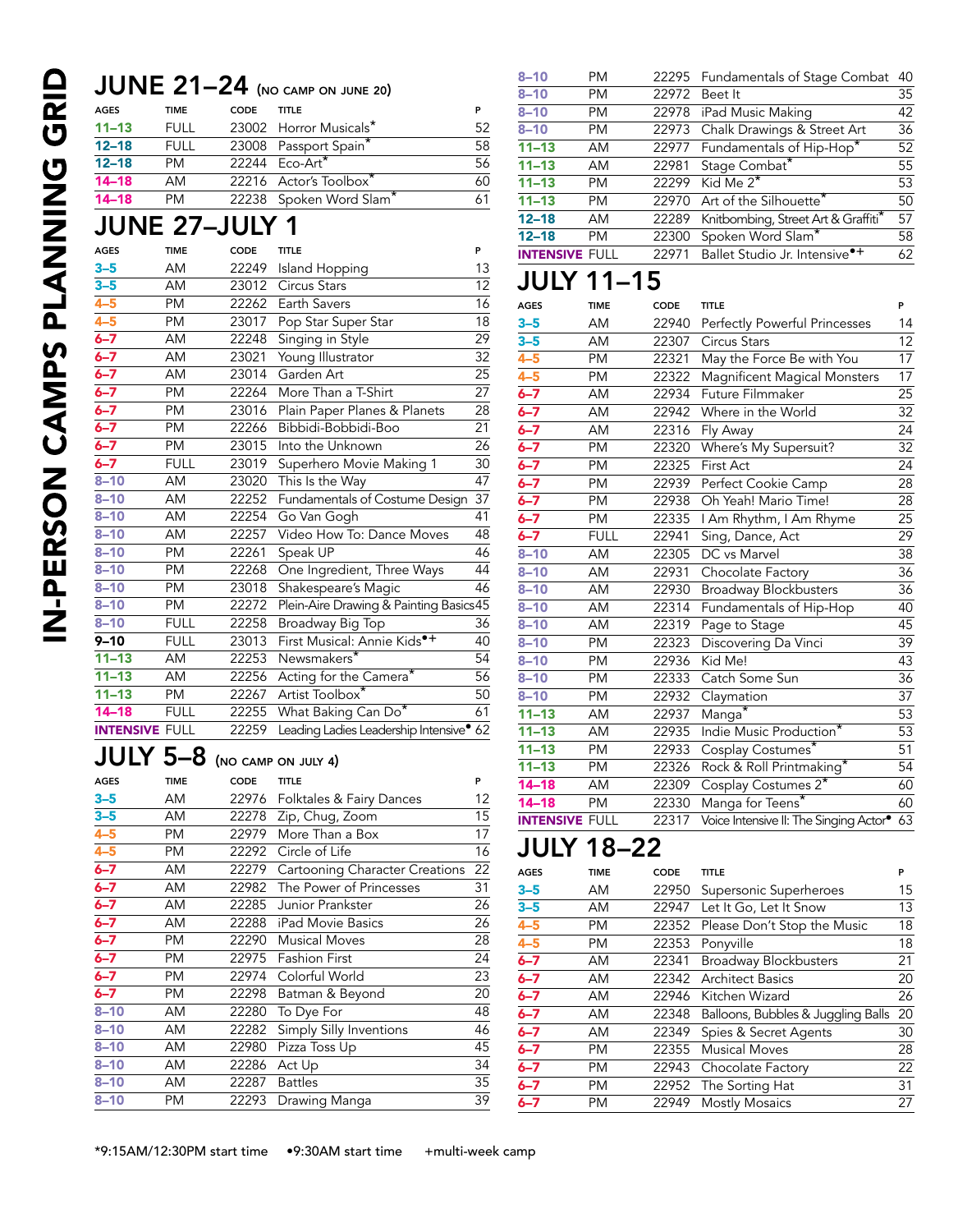# IN-PERSON CAMPS PLANNING GRID

## JUNE 21–24 (NO CAMP ON JUNE 20)

| AGES | TIME | CODE | TITLE | P |
|---|---|---|---|---|
| 11–13 | FULL | 23002 | Horror Musicals* | 52 |
| 12–18 | FULL | 23008 | Passport Spain* | 58 |
| 12–18 | PM | 22244 | Eco-Art* | 56 |
| 14–18 | AM | 22216 | Actor's Toolbox* | 60 |
| 14–18 | PM | 22238 | Spoken Word Slam* | 61 |

## JUNE 27–JULY 1

| AGES | TIME | CODE | TITLE | P |
|---|---|---|---|---|
| 3–5 | AM | 22249 | Island Hopping | 13 |
| 3–5 | AM | 23012 | Circus Stars | 12 |
| 4–5 | PM | 22262 | Earth Savers | 16 |
| 4–5 | PM | 23017 | Pop Star Super Star | 18 |
| 6–7 | AM | 22248 | Singing in Style | 29 |
| 6–7 | AM | 23021 | Young Illustrator | 32 |
| 6–7 | AM | 23014 | Garden Art | 25 |
| 6–7 | PM | 22264 | More Than a T-Shirt | 27 |
| 6–7 | PM | 23016 | Plain Paper Planes & Planets | 28 |
| 6–7 | PM | 22266 | Bibbidi-Bobbidi-Boo | 21 |
| 6–7 | PM | 23015 | Into the Unknown | 26 |
| 6–7 | FULL | 23019 | Superhero Movie Making 1 | 30 |
| 8–10 | AM | 23020 | This Is the Way | 47 |
| 8–10 | AM | 22252 | Fundamentals of Costume Design | 37 |
| 8–10 | AM | 22254 | Go Van Gogh | 41 |
| 8–10 | AM | 22257 | Video How To: Dance Moves | 48 |
| 8–10 | PM | 22261 | Speak UP | 46 |
| 8–10 | PM | 22268 | One Ingredient, Three Ways | 44 |
| 8–10 | PM | 23018 | Shakespeare's Magic | 46 |
| 8–10 | PM | 22272 | Plein-Aire Drawing & Painting Basics | 45 |
| 8–10 | FULL | 22258 | Broadway Big Top | 36 |
| 9–10 | FULL | 23013 | First Musical: Annie Kids•+ | 40 |
| 11–13 | AM | 22253 | Newsmakers* | 54 |
| 11–13 | AM | 22256 | Acting for the Camera* | 56 |
| 11–13 | PM | 22267 | Artist Toolbox* | 50 |
| 14–18 | FULL | 22255 | What Baking Can Do* | 61 |
| INTENSIVE | FULL | 22259 | Leading Ladies Leadership Intensive• | 62 |

## JULY 5–8 (NO CAMP ON JULY 4)

| AGES | TIME | CODE | TITLE | P |
|---|---|---|---|---|
| 3–5 | AM | 22976 | Folktales & Fairy Dances | 12 |
| 3–5 | AM | 22278 | Zip, Chug, Zoom | 15 |
| 4–5 | PM | 22979 | More Than a Box | 17 |
| 4–5 | PM | 22292 | Circle of Life | 16 |
| 6–7 | AM | 22279 | Cartooning Character Creations | 22 |
| 6–7 | AM | 22982 | The Power of Princesses | 31 |
| 6–7 | AM | 22285 | Junior Prankster | 26 |
| 6–7 | AM | 22288 | iPad Movie Basics | 26 |
| 6–7 | PM | 22290 | Musical Moves | 28 |
| 6–7 | PM | 22975 | Fashion First | 24 |
| 6–7 | PM | 22974 | Colorful World | 23 |
| 6–7 | PM | 22298 | Batman & Beyond | 20 |
| 8–10 | AM | 22280 | To Dye For | 48 |
| 8–10 | AM | 22282 | Simply Silly Inventions | 46 |
| 8–10 | AM | 22980 | Pizza Toss Up | 45 |
| 8–10 | AM | 22286 | Act Up | 34 |
| 8–10 | AM | 22287 | Battles | 35 |
| 8–10 | PM | 22293 | Drawing Manga | 39 |
| 8–10 | PM | 22295 | Fundamentals of Stage Combat | 40 |
| 8–10 | PM | 22972 | Beet It | 35 |
| 8–10 | PM | 22978 | iPad Music Making | 42 |
| 8–10 | PM | 22973 | Chalk Drawings & Street Art | 36 |
| 11–13 | AM | 22977 | Fundamentals of Hip-Hop* | 52 |
| 11–13 | AM | 22981 | Stage Combat* | 55 |
| 11–13 | PM | 22299 | Kid Me 2* | 53 |
| 11–13 | PM | 22970 | Art of the Silhouette* | 50 |
| 12–18 | AM | 22289 | Knitbombing, Street Art & Graffiti* | 57 |
| 12–18 | PM | 22300 | Spoken Word Slam* | 58 |
| INTENSIVE | FULL | 22971 | Ballet Studio Jr. Intensive•+ | 62 |

## JULY 11–15

| AGES | TIME | CODE | TITLE | P |
|---|---|---|---|---|
| 3–5 | AM | 22940 | Perfectly Powerful Princesses | 14 |
| 3–5 | AM | 22307 | Circus Stars | 12 |
| 4–5 | PM | 22321 | May the Force Be with You | 17 |
| 4–5 | PM | 22322 | Magnificent Magical Monsters | 17 |
| 6–7 | AM | 22934 | Future Filmmaker | 25 |
| 6–7 | AM | 22942 | Where in the World | 32 |
| 6–7 | AM | 22316 | Fly Away | 24 |
| 6–7 | PM | 22320 | Where's My Supersuit? | 32 |
| 6–7 | PM | 22325 | First Act | 24 |
| 6–7 | PM | 22939 | Perfect Cookie Camp | 28 |
| 6–7 | PM | 22938 | Oh Yeah! Mario Time! | 28 |
| 6–7 | PM | 22335 | I Am Rhythm, I Am Rhyme | 25 |
| 6–7 | FULL | 22941 | Sing, Dance, Act | 29 |
| 8–10 | AM | 22305 | DC vs Marvel | 38 |
| 8–10 | AM | 22931 | Chocolate Factory | 36 |
| 8–10 | AM | 22930 | Broadway Blockbusters | 36 |
| 8–10 | AM | 22314 | Fundamentals of Hip-Hop | 40 |
| 8–10 | AM | 22319 | Page to Stage | 45 |
| 8–10 | PM | 22323 | Discovering Da Vinci | 39 |
| 8–10 | PM | 22936 | Kid Me! | 43 |
| 8–10 | PM | 22333 | Catch Some Sun | 36 |
| 8–10 | PM | 22932 | Claymation | 37 |
| 11–13 | AM | 22937 | Manga* | 53 |
| 11–13 | AM | 22935 | Indie Music Production* | 53 |
| 11–13 | PM | 22933 | Cosplay Costumes* | 51 |
| 11–13 | PM | 22326 | Rock & Roll Printmaking* | 54 |
| 14–18 | AM | 22309 | Cosplay Costumes 2* | 60 |
| 14–18 | PM | 22330 | Manga for Teens* | 60 |
| INTENSIVE | FULL | 22317 | Voice Intensive II: The Singing Actor• | 63 |

## JULY 18–22

| AGES | TIME | CODE | TITLE | P |
|---|---|---|---|---|
| 3–5 | AM | 22950 | Supersonic Superheroes | 15 |
| 3–5 | AM | 22947 | Let It Go, Let It Snow | 13 |
| 4–5 | PM | 22352 | Please Don't Stop the Music | 18 |
| 4–5 | PM | 22353 | Ponyville | 18 |
| 6–7 | AM | 22341 | Broadway Blockbusters | 21 |
| 6–7 | AM | 22342 | Architect Basics | 20 |
| 6–7 | AM | 22946 | Kitchen Wizard | 26 |
| 6–7 | AM | 22348 | Balloons, Bubbles & Juggling Balls | 20 |
| 6–7 | AM | 22349 | Spies & Secret Agents | 30 |
| 6–7 | PM | 22355 | Musical Moves | 28 |
| 6–7 | PM | 22943 | Chocolate Factory | 22 |
| 6–7 | PM | 22952 | The Sorting Hat | 31 |
| 6–7 | PM | 22949 | Mostly Mosaics | 27 |

*9:15AM/12:30PM start time •9:30AM start time +multi-week camp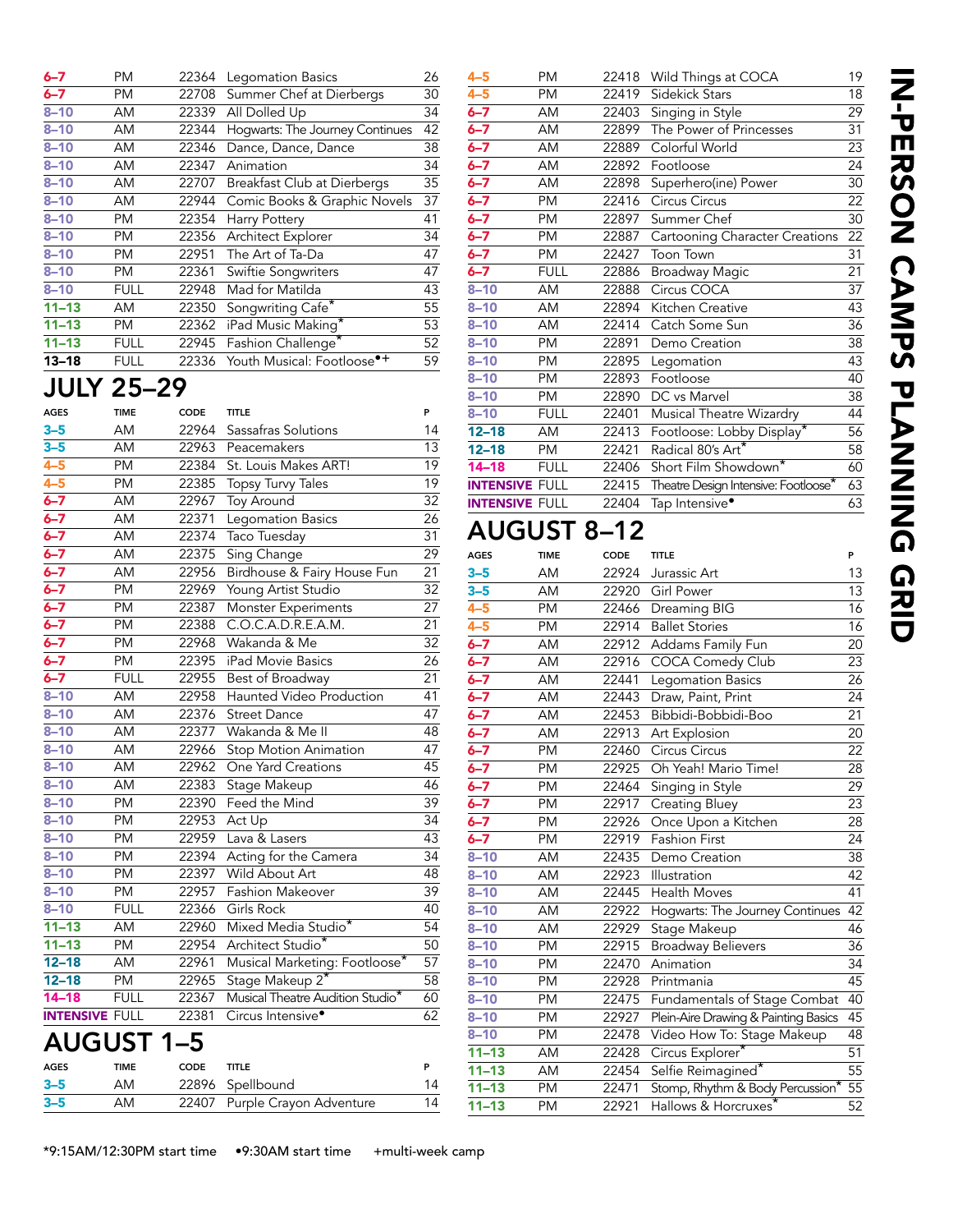# IN-PERSON CAMPS PLANNING GRID

| AGES | TIME | CODE | TITLE | P |
|---|---|---|---|---|
| 6–7 | PM | 22364 | Legomation Basics | 26 |
| 6–7 | PM | 22708 | Summer Chef at Dierbergs | 30 |
| 8–10 | AM | 22339 | All Dolled Up | 34 |
| 8–10 | AM | 22344 | Hogwarts: The Journey Continues | 42 |
| 8–10 | AM | 22346 | Dance, Dance, Dance | 38 |
| 8–10 | AM | 22347 | Animation | 34 |
| 8–10 | AM | 22707 | Breakfast Club at Dierbergs | 35 |
| 8–10 | AM | 22944 | Comic Books & Graphic Novels | 37 |
| 8–10 | PM | 22354 | Harry Pottery | 41 |
| 8–10 | PM | 22356 | Architect Explorer | 34 |
| 8–10 | PM | 22951 | The Art of Ta-Da | 47 |
| 8–10 | PM | 22361 | Swiftie Songwriters | 47 |
| 8–10 | FULL | 22948 | Mad for Matilda | 43 |
| 11–13 | AM | 22350 | Songwriting Cafe* | 55 |
| 11–13 | PM | 22362 | iPad Music Making* | 53 |
| 11–13 | FULL | 22945 | Fashion Challenge* | 52 |
| 13–18 | FULL | 22336 | Youth Musical: Footloose•+ | 59 |

## JULY 25–29

| AGES | TIME | CODE | TITLE | P |
|---|---|---|---|---|
| 3–5 | AM | 22964 | Sassafras Solutions | 14 |
| 3–5 | AM | 22963 | Peacemakers | 13 |
| 4–5 | PM | 22384 | St. Louis Makes ART! | 19 |
| 4–5 | PM | 22385 | Topsy Turvy Tales | 19 |
| 6–7 | AM | 22967 | Toy Around | 32 |
| 6–7 | AM | 22371 | Legomation Basics | 26 |
| 6–7 | AM | 22374 | Taco Tuesday | 31 |
| 6–7 | AM | 22375 | Sing Change | 29 |
| 6–7 | AM | 22956 | Birdhouse & Fairy House Fun | 21 |
| 6–7 | PM | 22969 | Young Artist Studio | 32 |
| 6–7 | PM | 22387 | Monster Experiments | 27 |
| 6–7 | PM | 22388 | C.O.C.A.D.R.E.A.M. | 21 |
| 6–7 | PM | 22968 | Wakanda & Me | 32 |
| 6–7 | PM | 22395 | iPad Movie Basics | 26 |
| 6–7 | FULL | 22955 | Best of Broadway | 21 |
| 8–10 | AM | 22958 | Haunted Video Production | 41 |
| 8–10 | AM | 22376 | Street Dance | 47 |
| 8–10 | AM | 22377 | Wakanda & Me II | 48 |
| 8–10 | AM | 22966 | Stop Motion Animation | 47 |
| 8–10 | AM | 22962 | One Yard Creations | 45 |
| 8–10 | AM | 22383 | Stage Makeup | 46 |
| 8–10 | PM | 22390 | Feed the Mind | 39 |
| 8–10 | PM | 22953 | Act Up | 34 |
| 8–10 | PM | 22959 | Lava & Lasers | 43 |
| 8–10 | PM | 22394 | Acting for the Camera | 34 |
| 8–10 | PM | 22397 | Wild About Art | 48 |
| 8–10 | PM | 22957 | Fashion Makeover | 39 |
| 8–10 | FULL | 22366 | Girls Rock | 40 |
| 11–13 | AM | 22960 | Mixed Media Studio* | 54 |
| 11–13 | PM | 22954 | Architect Studio* | 50 |
| 12–18 | AM | 22961 | Musical Marketing: Footloose* | 57 |
| 12–18 | PM | 22965 | Stage Makeup 2* | 58 |
| 14–18 | FULL | 22367 | Musical Theatre Audition Studio* | 60 |
| INTENSIVE | FULL | 22381 | Circus Intensive• | 62 |

## AUGUST 1–5

| AGES | TIME | CODE | TITLE | P |
|---|---|---|---|---|
| 3–5 | AM | 22896 | Spellbound | 14 |
| 3–5 | AM | 22407 | Purple Crayon Adventure | 14 |
| 4–5 | PM | 22418 | Wild Things at COCA | 19 |
| 4–5 | PM | 22419 | Sidekick Stars | 18 |
| 6–7 | AM | 22403 | Singing in Style | 29 |
| 6–7 | AM | 22899 | The Power of Princesses | 31 |
| 6–7 | AM | 22889 | Colorful World | 23 |
| 6–7 | AM | 22892 | Footloose | 24 |
| 6–7 | AM | 22898 | Superhero(ine) Power | 30 |
| 6–7 | PM | 22416 | Circus Circus | 22 |
| 6–7 | PM | 22897 | Summer Chef | 30 |
| 6–7 | PM | 22887 | Cartooning Character Creations | 22 |
| 6–7 | PM | 22427 | Toon Town | 31 |
| 6–7 | FULL | 22886 | Broadway Magic | 21 |
| 8–10 | AM | 22888 | Circus COCA | 37 |
| 8–10 | AM | 22894 | Kitchen Creative | 43 |
| 8–10 | AM | 22414 | Catch Some Sun | 36 |
| 8–10 | PM | 22891 | Demo Creation | 38 |
| 8–10 | PM | 22895 | Legomation | 43 |
| 8–10 | PM | 22893 | Footloose | 40 |
| 8–10 | PM | 22890 | DC vs Marvel | 38 |
| 8–10 | FULL | 22401 | Musical Theatre Wizardry | 44 |
| 12–18 | AM | 22413 | Footloose: Lobby Display* | 56 |
| 12–18 | PM | 22421 | Radical 80's Art* | 58 |
| 14–18 | FULL | 22406 | Short Film Showdown* | 60 |
| INTENSIVE | FULL | 22415 | Theatre Design Intensive: Footloose* | 63 |
| INTENSIVE | FULL | 22404 | Tap Intensive• | 63 |

## AUGUST 8–12

| AGES | TIME | CODE | TITLE | P |
|---|---|---|---|---|
| 3–5 | AM | 22924 | Jurassic Art | 13 |
| 3–5 | AM | 22920 | Girl Power | 13 |
| 4–5 | PM | 22466 | Dreaming BIG | 16 |
| 4–5 | PM | 22914 | Ballet Stories | 16 |
| 6–7 | AM | 22912 | Addams Family Fun | 20 |
| 6–7 | AM | 22916 | COCA Comedy Club | 23 |
| 6–7 | AM | 22441 | Legomation Basics | 26 |
| 6–7 | AM | 22443 | Draw, Paint, Print | 24 |
| 6–7 | AM | 22453 | Bibbidi-Bobbidi-Boo | 21 |
| 6–7 | AM | 22913 | Art Explosion | 20 |
| 6–7 | PM | 22460 | Circus Circus | 22 |
| 6–7 | PM | 22925 | Oh Yeah! Mario Time! | 28 |
| 6–7 | PM | 22464 | Singing in Style | 29 |
| 6–7 | PM | 22917 | Creating Bluey | 23 |
| 6–7 | PM | 22926 | Once Upon a Kitchen | 28 |
| 6–7 | PM | 22919 | Fashion First | 24 |
| 8–10 | AM | 22435 | Demo Creation | 38 |
| 8–10 | AM | 22923 | Illustration | 42 |
| 8–10 | AM | 22445 | Health Moves | 41 |
| 8–10 | AM | 22922 | Hogwarts: The Journey Continues | 42 |
| 8–10 | AM | 22929 | Stage Makeup | 46 |
| 8–10 | PM | 22915 | Broadway Believers | 36 |
| 8–10 | PM | 22470 | Animation | 34 |
| 8–10 | PM | 22928 | Printmania | 45 |
| 8–10 | PM | 22475 | Fundamentals of Stage Combat | 40 |
| 8–10 | PM | 22927 | Plein-Aire Drawing & Painting Basics | 45 |
| 8–10 | PM | 22478 | Video How To: Stage Makeup | 48 |
| 11–13 | AM | 22428 | Circus Explorer* | 51 |
| 11–13 | AM | 22454 | Selfie Reimagined* | 55 |
| 11–13 | PM | 22471 | Stomp, Rhythm & Body Percussion* | 55 |
| 11–13 | PM | 22921 | Hallows & Horcruxes* | 52 |

*9:15AM/12:30PM start time •9:30AM start time +multi-week camp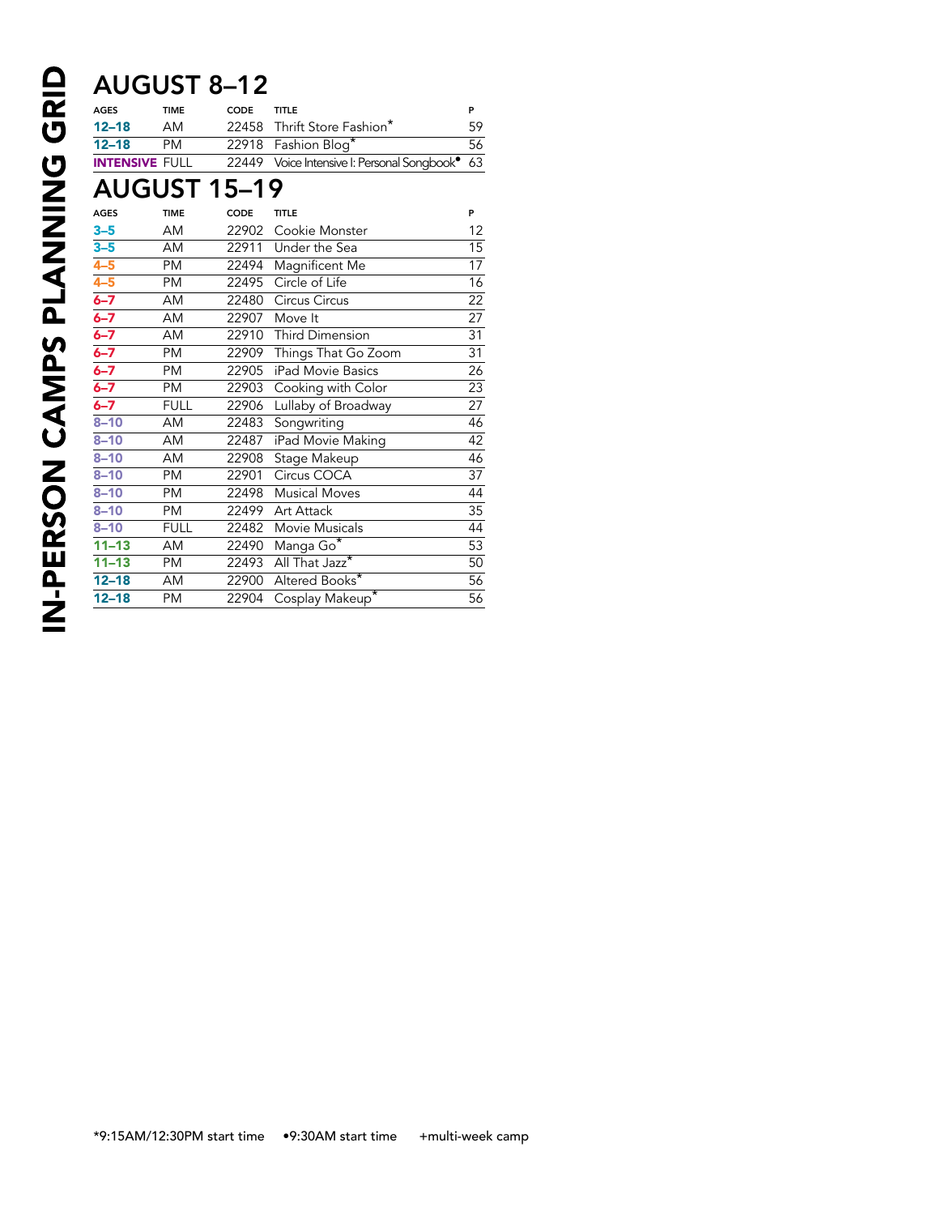# IN-PERSON CAMPS PLANNING GRID

## AUGUST 8–12

| AGES | TIME | CODE | TITLE | P |
|---|---|---|---|---|
| 12–18 | AM | 22458 | Thrift Store Fashion* | 59 |
| 12–18 | PM | 22918 | Fashion Blog* | 56 |
| INTENSIVE | FULL | 22449 | Voice Intensive I: Personal Songbook• | 63 |

## AUGUST 15–19

| AGES | TIME | CODE | TITLE | P |
|---|---|---|---|---|
| 3–5 | AM | 22902 | Cookie Monster | 12 |
| 3–5 | AM | 22911 | Under the Sea | 15 |
| 4–5 | PM | 22494 | Magnificent Me | 17 |
| 4–5 | PM | 22495 | Circle of Life | 16 |
| 6–7 | AM | 22480 | Circus Circus | 22 |
| 6–7 | AM | 22907 | Move It | 27 |
| 6–7 | AM | 22910 | Third Dimension | 31 |
| 6–7 | PM | 22909 | Things That Go Zoom | 31 |
| 6–7 | PM | 22905 | iPad Movie Basics | 26 |
| 6–7 | PM | 22903 | Cooking with Color | 23 |
| 6–7 | FULL | 22906 | Lullaby of Broadway | 27 |
| 8–10 | AM | 22483 | Songwriting | 46 |
| 8–10 | AM | 22487 | iPad Movie Making | 42 |
| 8–10 | AM | 22908 | Stage Makeup | 46 |
| 8–10 | PM | 22901 | Circus COCA | 37 |
| 8–10 | PM | 22498 | Musical Moves | 44 |
| 8–10 | PM | 22499 | Art Attack | 35 |
| 8–10 | FULL | 22482 | Movie Musicals | 44 |
| 11–13 | AM | 22490 | Manga Go* | 53 |
| 11–13 | PM | 22493 | All That Jazz* | 50 |
| 12–18 | AM | 22900 | Altered Books* | 56 |
| 12–18 | PM | 22904 | Cosplay Makeup* | 56 |

*9:15AM/12:30PM start time •9:30AM start time +multi-week camp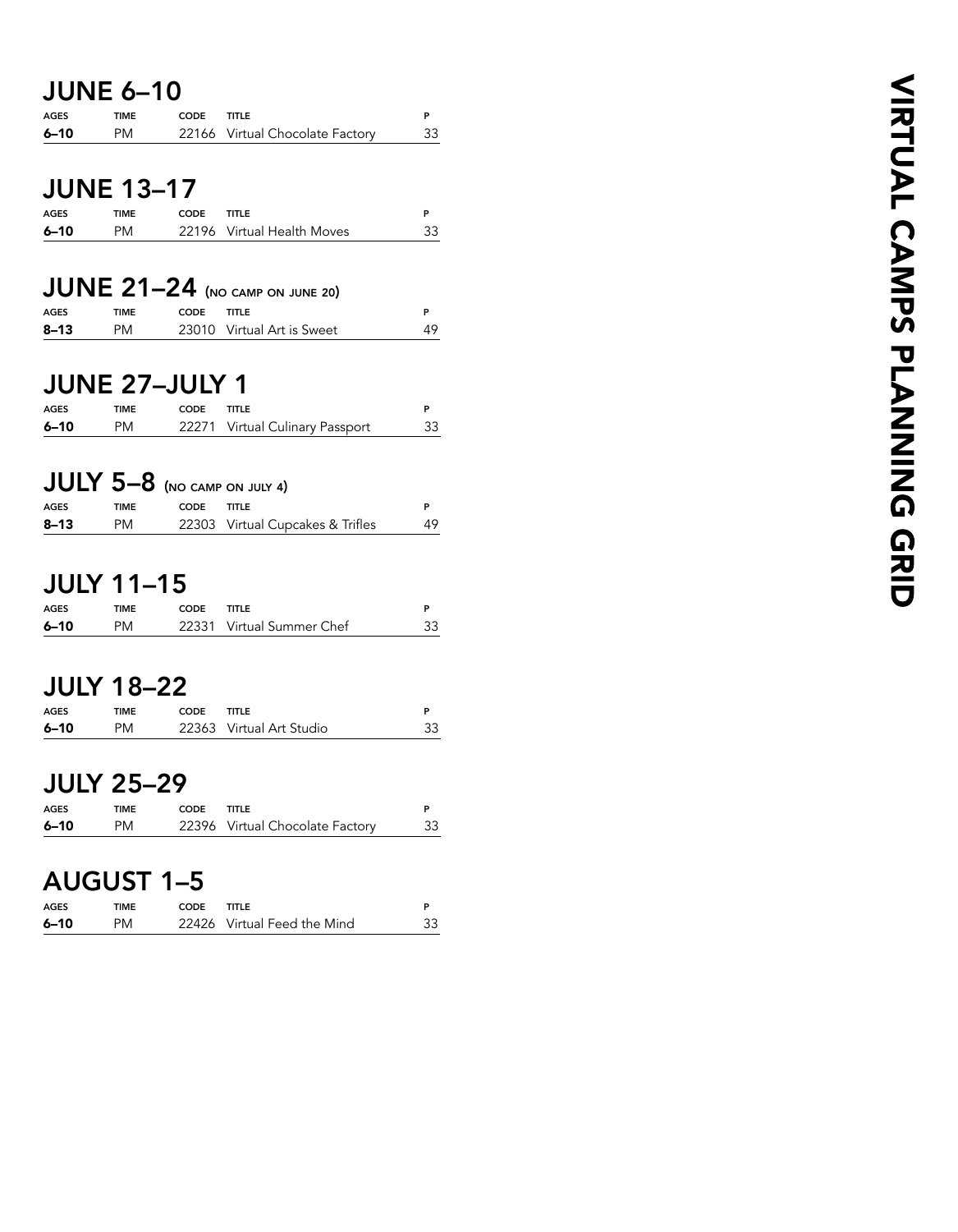# VIRTUAL CAMPS PLANNING GRID

## JUNE 6–10

| AGES | TIME | CODE | TITLE | P |
|---|---|---|---|---|
| **6–10** | PM | 22166 | Virtual Chocolate Factory | 33 |

## JUNE 13–17

| AGES | TIME | CODE | TITLE | P |
|---|---|---|---|---|
| **6–10** | PM | 22196 | Virtual Health Moves | 33 |

## JUNE 21–24 (NO CAMP ON JUNE 20)

| AGES | TIME | CODE | TITLE | P |
|---|---|---|---|---|
| **8–13** | PM | 23010 | Virtual Art is Sweet | 49 |

## JUNE 27–JULY 1

| AGES | TIME | CODE | TITLE | P |
|---|---|---|---|---|
| **6–10** | PM | 22271 | Virtual Culinary Passport | 33 |

## JULY 5–8 (NO CAMP ON JULY 4)

| AGES | TIME | CODE | TITLE | P |
|---|---|---|---|---|
| **8–13** | PM | 22303 | Virtual Cupcakes & Trifles | 49 |

## JULY 11–15

| AGES | TIME | CODE | TITLE | P |
|---|---|---|---|---|
| **6–10** | PM | 22331 | Virtual Summer Chef | 33 |

## JULY 18–22

| AGES | TIME | CODE | TITLE | P |
|---|---|---|---|---|
| **6–10** | PM | 22363 | Virtual Art Studio | 33 |

## JULY 25–29

| AGES | TIME | CODE | TITLE | P |
|---|---|---|---|---|
| **6–10** | PM | 22396 | Virtual Chocolate Factory | 33 |

## AUGUST 1–5

| AGES | TIME | CODE | TITLE | P |
|---|---|---|---|---|
| **6–10** | PM | 22426 | Virtual Feed the Mind | 33 |